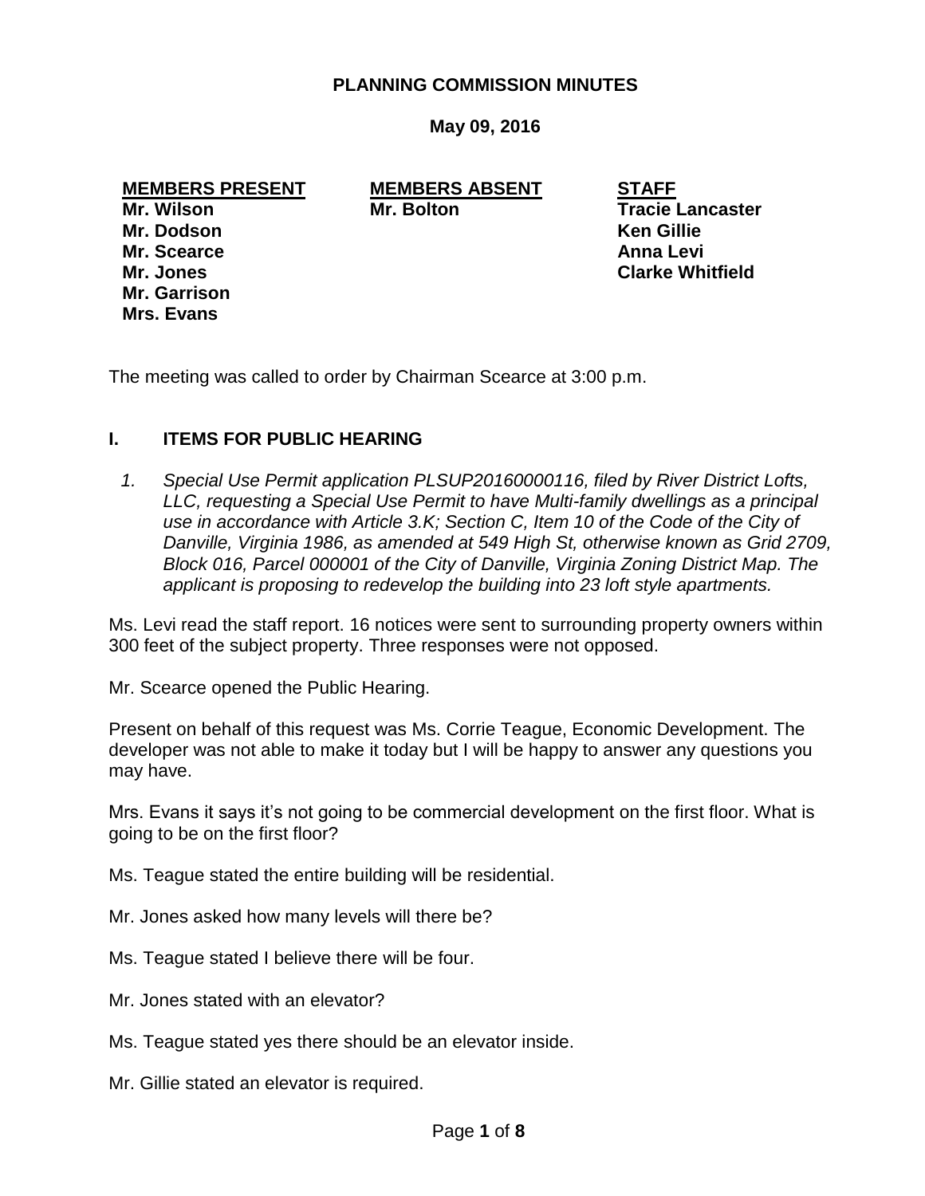# PLANNING COMMISSION MINUTES

**May 09, 2016**

| MEMBERS PRESENT | MEMBERS ABSENT | STAFF |
|---|---|---|
| Mr. Wilson | Mr. Bolton | Tracie Lancaster |
| Mr. Dodson | | Ken Gillie |
| Mr. Scearce | | Anna Levi |
| Mr. Jones | | Clarke Whitfield |
| Mr. Garrison | | |
| Mrs. Evans | | |

The meeting was called to order by Chairman Scearce at 3:00 p.m.

## I. ITEMS FOR PUBLIC HEARING

1. *Special Use Permit application PLSUP20160000116, filed by River District Lofts, LLC, requesting a Special Use Permit to have Multi-family dwellings as a principal use in accordance with Article 3.K; Section C, Item 10 of the Code of the City of Danville, Virginia 1986, as amended at 549 High St, otherwise known as Grid 2709, Block 016, Parcel 000001 of the City of Danville, Virginia Zoning District Map. The applicant is proposing to redevelop the building into 23 loft style apartments.*

Ms. Levi read the staff report. 16 notices were sent to surrounding property owners within 300 feet of the subject property. Three responses were not opposed.

Mr. Scearce opened the Public Hearing.

Present on behalf of this request was Ms. Corrie Teague, Economic Development. The developer was not able to make it today but I will be happy to answer any questions you may have.

Mrs. Evans it says it's not going to be commercial development on the first floor. What is going to be on the first floor?

Ms. Teague stated the entire building will be residential.

Mr. Jones asked how many levels will there be?

Ms. Teague stated I believe there will be four.

Mr. Jones stated with an elevator?

Ms. Teague stated yes there should be an elevator inside.

Mr. Gillie stated an elevator is required.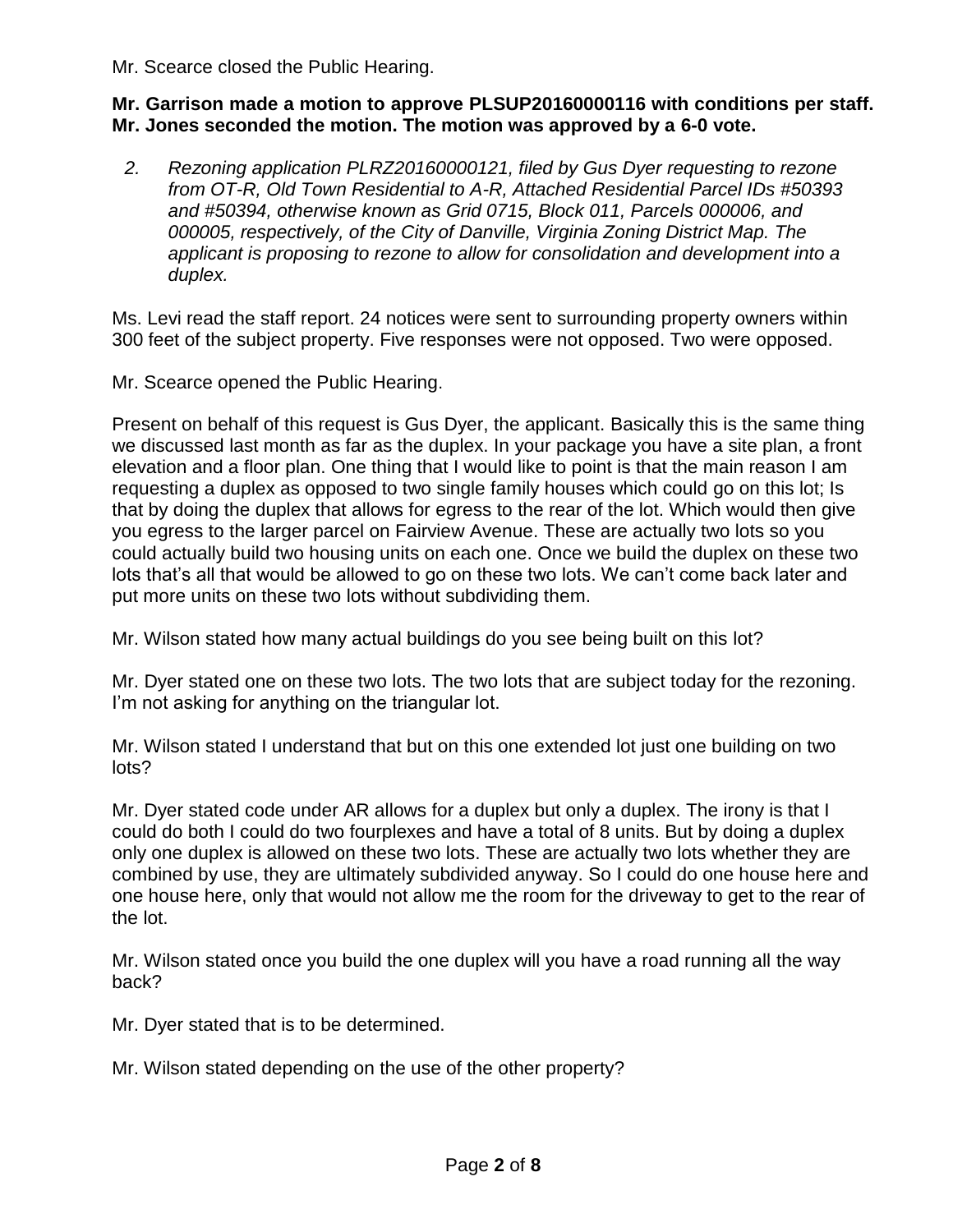Mr. Scearce closed the Public Hearing.

**Mr. Garrison made a motion to approve PLSUP20160000116 with conditions per staff. Mr. Jones seconded the motion. The motion was approved by a 6-0 vote.**

2. *Rezoning application PLRZ20160000121, filed by Gus Dyer requesting to rezone from OT-R, Old Town Residential to A-R, Attached Residential Parcel IDs #50393 and #50394, otherwise known as Grid 0715, Block 011, Parcels 000006, and 000005, respectively, of the City of Danville, Virginia Zoning District Map. The applicant is proposing to rezone to allow for consolidation and development into a duplex.*

Ms. Levi read the staff report. 24 notices were sent to surrounding property owners within 300 feet of the subject property. Five responses were not opposed. Two were opposed.

Mr. Scearce opened the Public Hearing.

Present on behalf of this request is Gus Dyer, the applicant. Basically this is the same thing we discussed last month as far as the duplex. In your package you have a site plan, a front elevation and a floor plan. One thing that I would like to point is that the main reason I am requesting a duplex as opposed to two single family houses which could go on this lot; Is that by doing the duplex that allows for egress to the rear of the lot. Which would then give you egress to the larger parcel on Fairview Avenue. These are actually two lots so you could actually build two housing units on each one. Once we build the duplex on these two lots that's all that would be allowed to go on these two lots. We can't come back later and put more units on these two lots without subdividing them.

Mr. Wilson stated how many actual buildings do you see being built on this lot?

Mr. Dyer stated one on these two lots. The two lots that are subject today for the rezoning. I'm not asking for anything on the triangular lot.

Mr. Wilson stated I understand that but on this one extended lot just one building on two lots?

Mr. Dyer stated code under AR allows for a duplex but only a duplex. The irony is that I could do both I could do two fourplexes and have a total of 8 units. But by doing a duplex only one duplex is allowed on these two lots. These are actually two lots whether they are combined by use, they are ultimately subdivided anyway. So I could do one house here and one house here, only that would not allow me the room for the driveway to get to the rear of the lot.

Mr. Wilson stated once you build the one duplex will you have a road running all the way back?

Mr. Dyer stated that is to be determined.

Mr. Wilson stated depending on the use of the other property?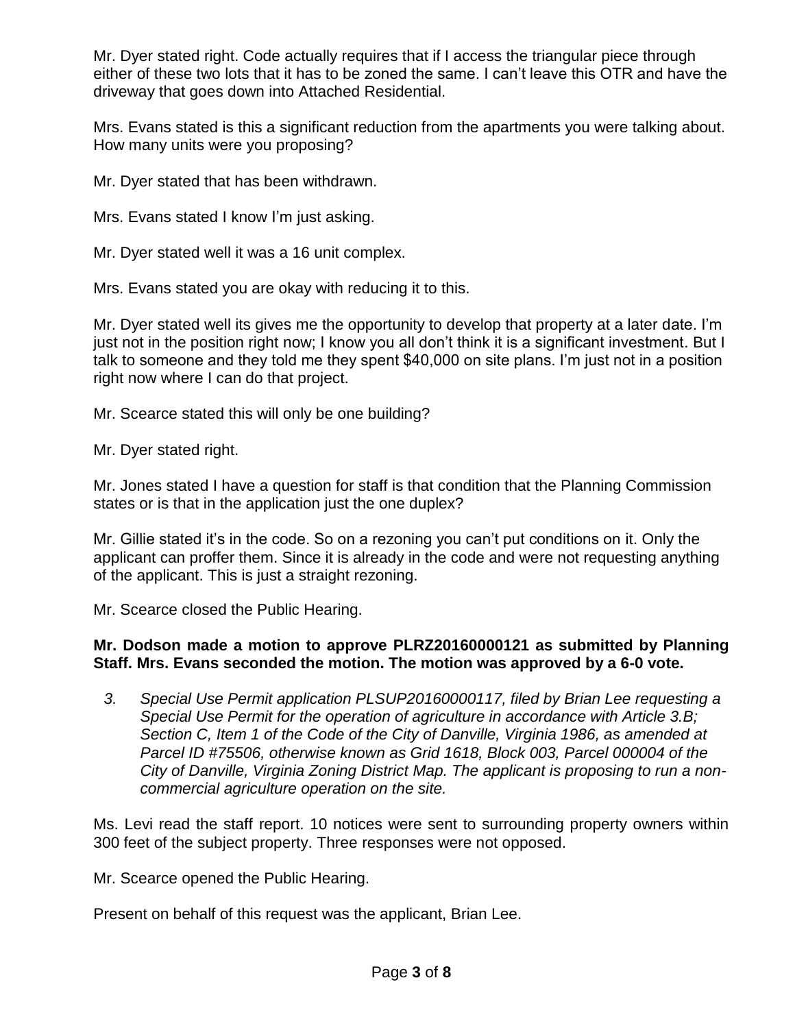Mr. Dyer stated right. Code actually requires that if I access the triangular piece through either of these two lots that it has to be zoned the same. I can't leave this OTR and have the driveway that goes down into Attached Residential.

Mrs. Evans stated is this a significant reduction from the apartments you were talking about. How many units were you proposing?

Mr. Dyer stated that has been withdrawn.

Mrs. Evans stated I know I'm just asking.

Mr. Dyer stated well it was a 16 unit complex.

Mrs. Evans stated you are okay with reducing it to this.

Mr. Dyer stated well its gives me the opportunity to develop that property at a later date. I'm just not in the position right now; I know you all don't think it is a significant investment. But I talk to someone and they told me they spent $40,000 on site plans. I'm just not in a position right now where I can do that project.

Mr. Scearce stated this will only be one building?

Mr. Dyer stated right.

Mr. Jones stated I have a question for staff is that condition that the Planning Commission states or is that in the application just the one duplex?

Mr. Gillie stated it's in the code. So on a rezoning you can't put conditions on it. Only the applicant can proffer them. Since it is already in the code and were not requesting anything of the applicant. This is just a straight rezoning.

Mr. Scearce closed the Public Hearing.

**Mr. Dodson made a motion to approve PLRZ20160000121 as submitted by Planning Staff. Mrs. Evans seconded the motion. The motion was approved by a 6-0 vote.**

3. *Special Use Permit application PLSUP20160000117, filed by Brian Lee requesting a Special Use Permit for the operation of agriculture in accordance with Article 3.B; Section C, Item 1 of the Code of the City of Danville, Virginia 1986, as amended at Parcel ID #75506, otherwise known as Grid 1618, Block 003, Parcel 000004 of the City of Danville, Virginia Zoning District Map. The applicant is proposing to run a non-commercial agriculture operation on the site.*

Ms. Levi read the staff report. 10 notices were sent to surrounding property owners within 300 feet of the subject property. Three responses were not opposed.

Mr. Scearce opened the Public Hearing.

Present on behalf of this request was the applicant, Brian Lee.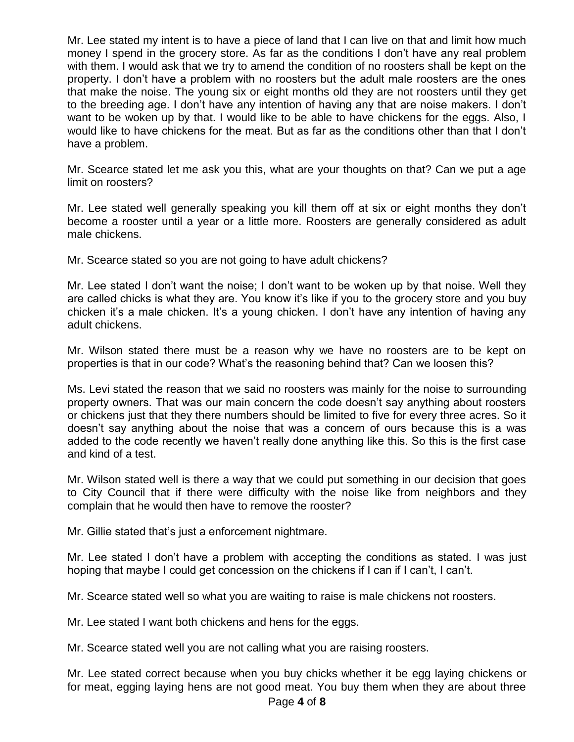Mr. Lee stated my intent is to have a piece of land that I can live on that and limit how much money I spend in the grocery store. As far as the conditions I don't have any real problem with them. I would ask that we try to amend the condition of no roosters shall be kept on the property. I don't have a problem with no roosters but the adult male roosters are the ones that make the noise. The young six or eight months old they are not roosters until they get to the breeding age. I don't have any intention of having any that are noise makers. I don't want to be woken up by that. I would like to be able to have chickens for the eggs. Also, I would like to have chickens for the meat. But as far as the conditions other than that I don't have a problem.

Mr. Scearce stated let me ask you this, what are your thoughts on that? Can we put a age limit on roosters?

Mr. Lee stated well generally speaking you kill them off at six or eight months they don't become a rooster until a year or a little more. Roosters are generally considered as adult male chickens.

Mr. Scearce stated so you are not going to have adult chickens?

Mr. Lee stated I don't want the noise; I don't want to be woken up by that noise. Well they are called chicks is what they are. You know it's like if you to the grocery store and you buy chicken it's a male chicken. It's a young chicken. I don't have any intention of having any adult chickens.

Mr. Wilson stated there must be a reason why we have no roosters are to be kept on properties is that in our code? What's the reasoning behind that? Can we loosen this?

Ms. Levi stated the reason that we said no roosters was mainly for the noise to surrounding property owners. That was our main concern the code doesn't say anything about roosters or chickens just that they there numbers should be limited to five for every three acres. So it doesn't say anything about the noise that was a concern of ours because this is a was added to the code recently we haven't really done anything like this. So this is the first case and kind of a test.

Mr. Wilson stated well is there a way that we could put something in our decision that goes to City Council that if there were difficulty with the noise like from neighbors and they complain that he would then have to remove the rooster?

Mr. Gillie stated that's just a enforcement nightmare.

Mr. Lee stated I don't have a problem with accepting the conditions as stated. I was just hoping that maybe I could get concession on the chickens if I can if I can't, I can't.

Mr. Scearce stated well so what you are waiting to raise is male chickens not roosters.

Mr. Lee stated I want both chickens and hens for the eggs.

Mr. Scearce stated well you are not calling what you are raising roosters.

Mr. Lee stated correct because when you buy chicks whether it be egg laying chickens or for meat, egging laying hens are not good meat. You buy them when they are about three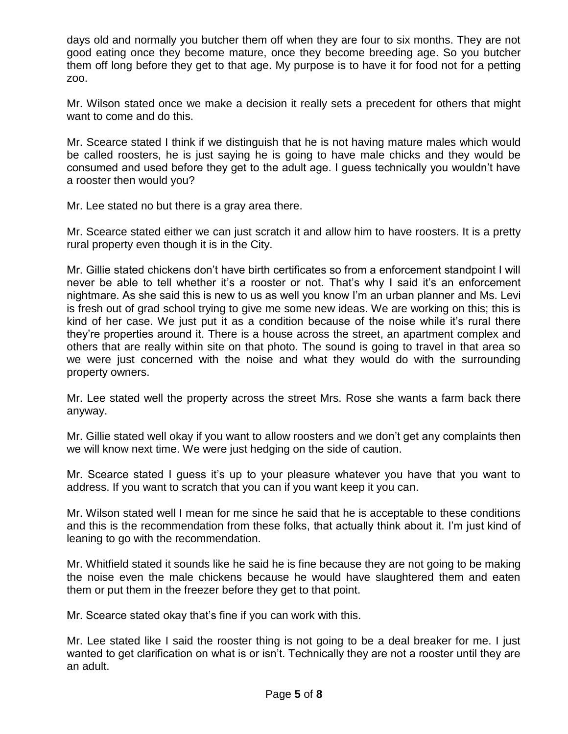days old and normally you butcher them off when they are four to six months. They are not good eating once they become mature, once they become breeding age. So you butcher them off long before they get to that age. My purpose is to have it for food not for a petting zoo.

Mr. Wilson stated once we make a decision it really sets a precedent for others that might want to come and do this.

Mr. Scearce stated I think if we distinguish that he is not having mature males which would be called roosters, he is just saying he is going to have male chicks and they would be consumed and used before they get to the adult age. I guess technically you wouldn't have a rooster then would you?

Mr. Lee stated no but there is a gray area there.

Mr. Scearce stated either we can just scratch it and allow him to have roosters. It is a pretty rural property even though it is in the City.

Mr. Gillie stated chickens don't have birth certificates so from a enforcement standpoint I will never be able to tell whether it's a rooster or not. That's why I said it's an enforcement nightmare. As she said this is new to us as well you know I'm an urban planner and Ms. Levi is fresh out of grad school trying to give me some new ideas. We are working on this; this is kind of her case. We just put it as a condition because of the noise while it's rural there they're properties around it. There is a house across the street, an apartment complex and others that are really within site on that photo. The sound is going to travel in that area so we were just concerned with the noise and what they would do with the surrounding property owners.

Mr. Lee stated well the property across the street Mrs. Rose she wants a farm back there anyway.

Mr. Gillie stated well okay if you want to allow roosters and we don't get any complaints then we will know next time. We were just hedging on the side of caution.

Mr. Scearce stated I guess it's up to your pleasure whatever you have that you want to address. If you want to scratch that you can if you want keep it you can.

Mr. Wilson stated well I mean for me since he said that he is acceptable to these conditions and this is the recommendation from these folks, that actually think about it. I'm just kind of leaning to go with the recommendation.

Mr. Whitfield stated it sounds like he said he is fine because they are not going to be making the noise even the male chickens because he would have slaughtered them and eaten them or put them in the freezer before they get to that point.

Mr. Scearce stated okay that's fine if you can work with this.

Mr. Lee stated like I said the rooster thing is not going to be a deal breaker for me. I just wanted to get clarification on what is or isn't. Technically they are not a rooster until they are an adult.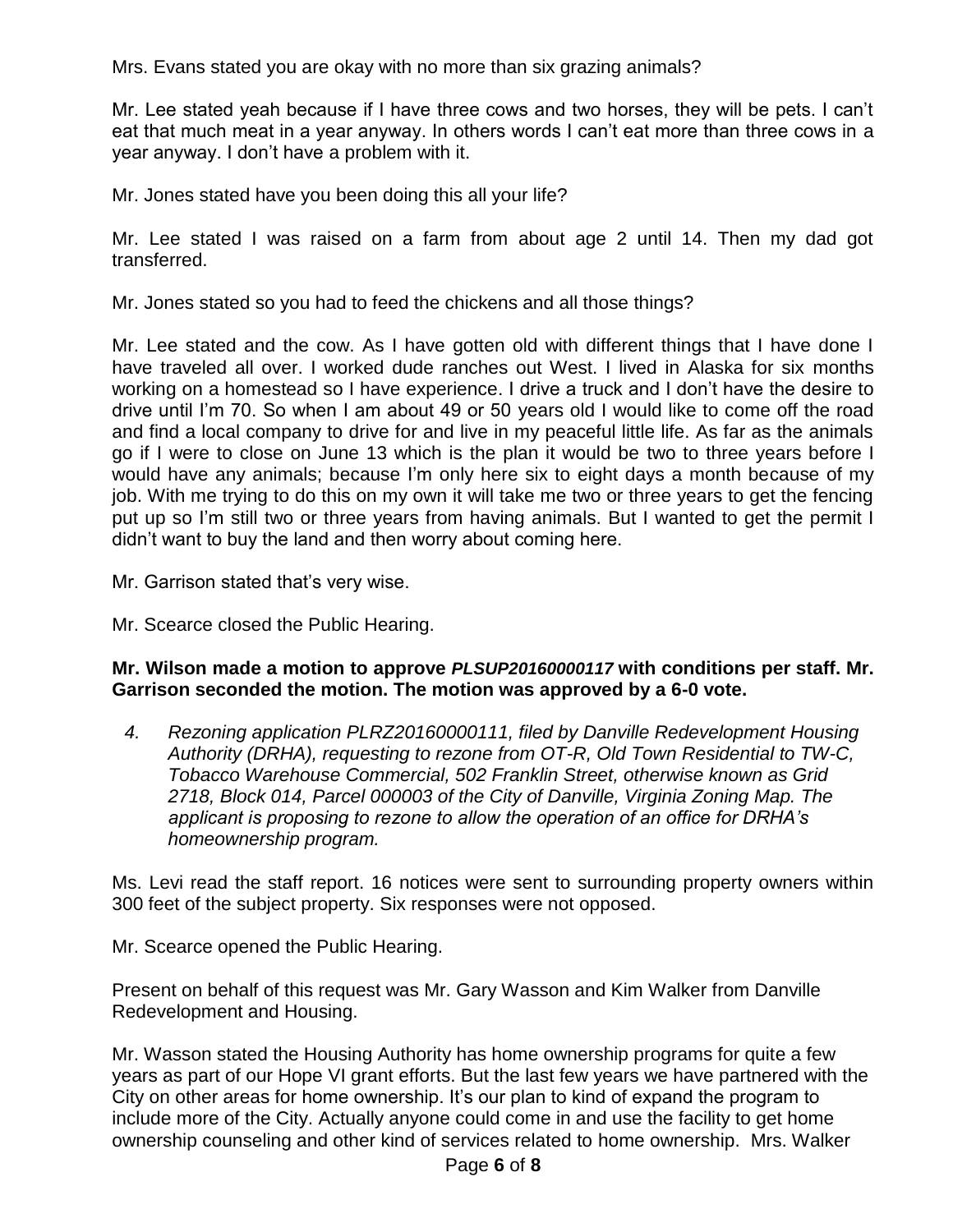Mrs. Evans stated you are okay with no more than six grazing animals?

Mr. Lee stated yeah because if I have three cows and two horses, they will be pets. I can't eat that much meat in a year anyway. In others words I can't eat more than three cows in a year anyway. I don't have a problem with it.

Mr. Jones stated have you been doing this all your life?

Mr. Lee stated I was raised on a farm from about age 2 until 14. Then my dad got transferred.

Mr. Jones stated so you had to feed the chickens and all those things?

Mr. Lee stated and the cow. As I have gotten old with different things that I have done I have traveled all over. I worked dude ranches out West. I lived in Alaska for six months working on a homestead so I have experience. I drive a truck and I don't have the desire to drive until I'm 70. So when I am about 49 or 50 years old I would like to come off the road and find a local company to drive for and live in my peaceful little life. As far as the animals go if I were to close on June 13 which is the plan it would be two to three years before I would have any animals; because I'm only here six to eight days a month because of my job. With me trying to do this on my own it will take me two or three years to get the fencing put up so I'm still two or three years from having animals. But I wanted to get the permit I didn't want to buy the land and then worry about coming here.

Mr. Garrison stated that's very wise.

Mr. Scearce closed the Public Hearing.

**Mr. Wilson made a motion to approve *PLSUP20160000117* with conditions per staff. Mr. Garrison seconded the motion. The motion was approved by a 6-0 vote.**

4. *Rezoning application PLRZ20160000111, filed by Danville Redevelopment Housing Authority (DRHA), requesting to rezone from OT-R, Old Town Residential to TW-C, Tobacco Warehouse Commercial, 502 Franklin Street, otherwise known as Grid 2718, Block 014, Parcel 000003 of the City of Danville, Virginia Zoning Map. The applicant is proposing to rezone to allow the operation of an office for DRHA's homeownership program.*

Ms. Levi read the staff report. 16 notices were sent to surrounding property owners within 300 feet of the subject property. Six responses were not opposed.

Mr. Scearce opened the Public Hearing.

Present on behalf of this request was Mr. Gary Wasson and Kim Walker from Danville Redevelopment and Housing.

Mr. Wasson stated the Housing Authority has home ownership programs for quite a few years as part of our Hope VI grant efforts. But the last few years we have partnered with the City on other areas for home ownership. It's our plan to kind of expand the program to include more of the City. Actually anyone could come in and use the facility to get home ownership counseling and other kind of services related to home ownership. Mrs. Walker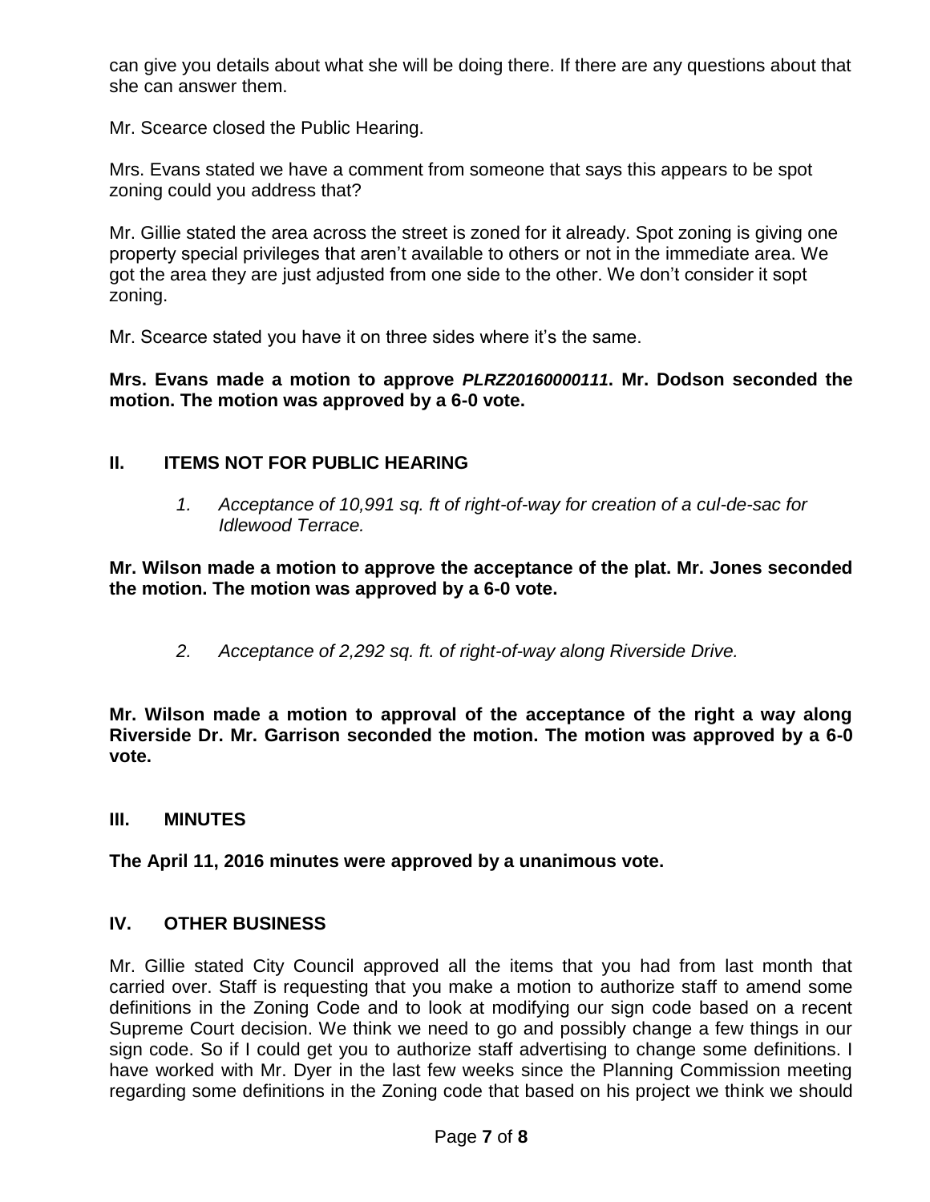can give you details about what she will be doing there. If there are any questions about that she can answer them.

Mr. Scearce closed the Public Hearing.

Mrs. Evans stated we have a comment from someone that says this appears to be spot zoning could you address that?

Mr. Gillie stated the area across the street is zoned for it already. Spot zoning is giving one property special privileges that aren't available to others or not in the immediate area. We got the area they are just adjusted from one side to the other. We don't consider it sopt zoning.

Mr. Scearce stated you have it on three sides where it's the same.

**Mrs. Evans made a motion to approve *PLRZ20160000111*. Mr. Dodson seconded the motion. The motion was approved by a 6-0 vote.**

## II. ITEMS NOT FOR PUBLIC HEARING

1. *Acceptance of 10,991 sq. ft of right-of-way for creation of a cul-de-sac for Idlewood Terrace.*

**Mr. Wilson made a motion to approve the acceptance of the plat. Mr. Jones seconded the motion. The motion was approved by a 6-0 vote.**

2. *Acceptance of 2,292 sq. ft. of right-of-way along Riverside Drive.*

**Mr. Wilson made a motion to approval of the acceptance of the right a way along Riverside Dr. Mr. Garrison seconded the motion. The motion was approved by a 6-0 vote.**

## III. MINUTES

**The April 11, 2016 minutes were approved by a unanimous vote.**

## IV. OTHER BUSINESS

Mr. Gillie stated City Council approved all the items that you had from last month that carried over. Staff is requesting that you make a motion to authorize staff to amend some definitions in the Zoning Code and to look at modifying our sign code based on a recent Supreme Court decision. We think we need to go and possibly change a few things in our sign code. So if I could get you to authorize staff advertising to change some definitions. I have worked with Mr. Dyer in the last few weeks since the Planning Commission meeting regarding some definitions in the Zoning code that based on his project we think we should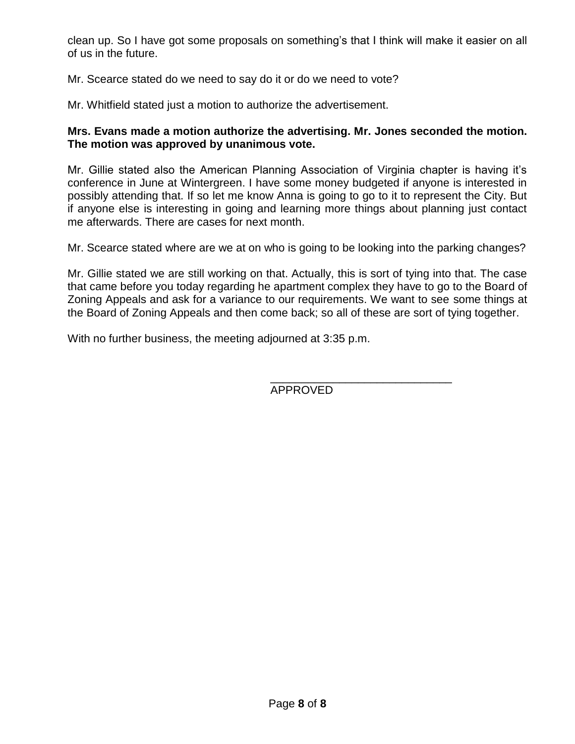clean up. So I have got some proposals on something's that I think will make it easier on all of us in the future.

Mr. Scearce stated do we need to say do it or do we need to vote?

Mr. Whitfield stated just a motion to authorize the advertisement.

**Mrs. Evans made a motion authorize the advertising. Mr. Jones seconded the motion. The motion was approved by unanimous vote.**

Mr. Gillie stated also the American Planning Association of Virginia chapter is having it's conference in June at Wintergreen. I have some money budgeted if anyone is interested in possibly attending that. If so let me know Anna is going to go to it to represent the City. But if anyone else is interesting in going and learning more things about planning just contact me afterwards. There are cases for next month.

Mr. Scearce stated where are we at on who is going to be looking into the parking changes?

Mr. Gillie stated we are still working on that. Actually, this is sort of tying into that. The case that came before you today regarding he apartment complex they have to go to the Board of Zoning Appeals and ask for a variance to our requirements. We want to see some things at the Board of Zoning Appeals and then come back; so all of these are sort of tying together.

With no further business, the meeting adjourned at 3:35 p.m.

\_\_\_\_\_\_\_\_\_\_\_\_\_\_\_\_\_\_\_\_\_\_\_\_\_\_\_\_\_\_

APPROVED